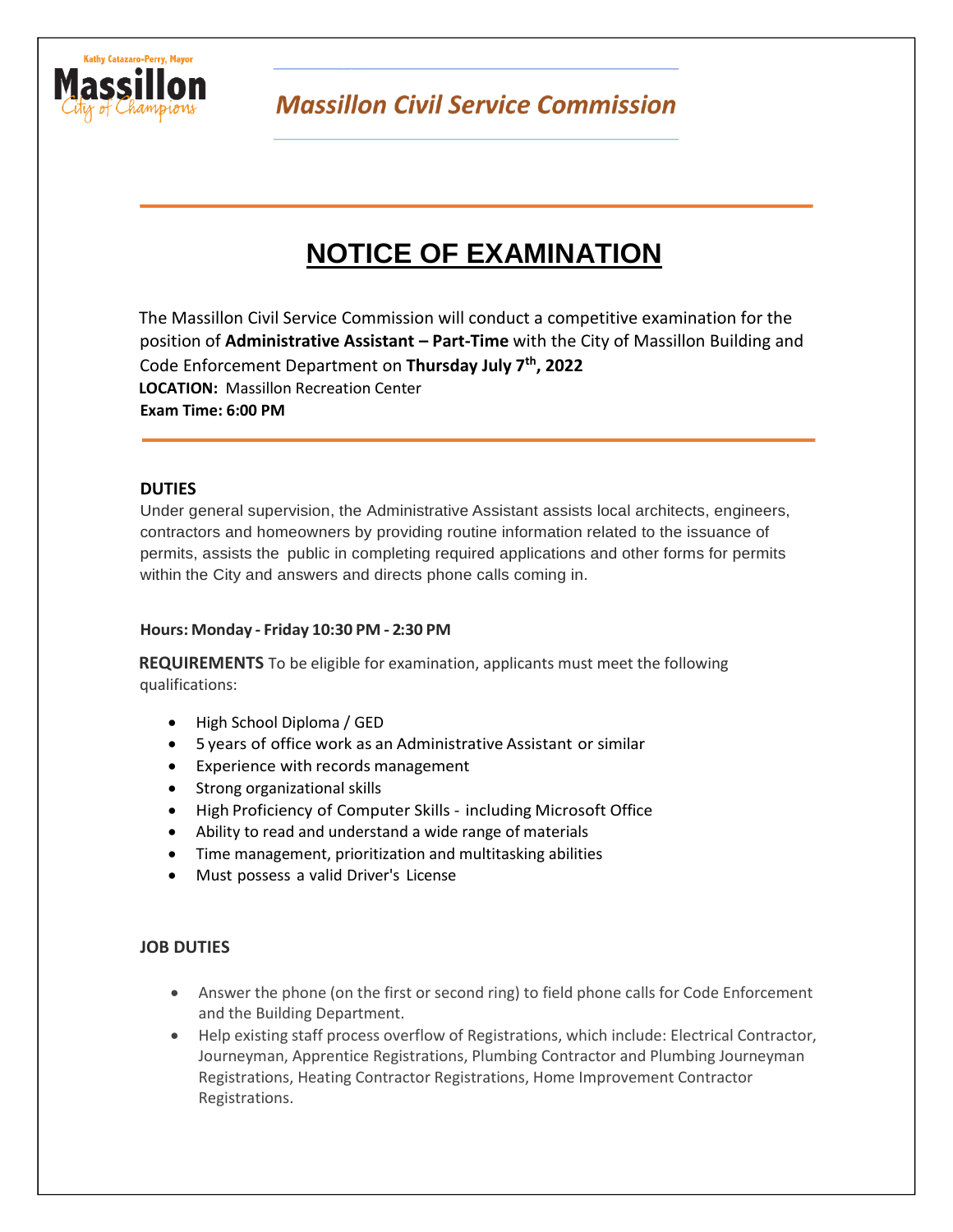Kathy Catazaro-Perry, Mayor

**Massillon** *City of Champions*

## *Massillon Civil Service Commission*

# NOTICE OF EXAMINATION

The Massillon Civil Service Commission will conduct a competitive examination for the position of **Administrative Assistant – Part-Time** with the City of Massillon Building and Code Enforcement Department on **Thursday July 7th, 2022**

**LOCATION:** Massillon Recreation Center

**Exam Time: 6:00 PM**

### DUTIES

Under general supervision, the Administrative Assistant assists local architects, engineers, contractors and homeowners by providing routine information related to the issuance of permits, assists the public in completing required applications and other forms for permits within the City and answers and directs phone calls coming in.

**Hours: Monday - Friday 10:30 PM - 2:30 PM**

**REQUIREMENTS** To be eligible for examination, applicants must meet the following qualifications:

- High School Diploma / GED
- 5 years of office work as an Administrative Assistant or similar
- Experience with records management
- Strong organizational skills
- High Proficiency of Computer Skills - including Microsoft Office
- Ability to read and understand a wide range of materials
- Time management, prioritization and multitasking abilities
- Must possess a valid Driver's License

### JOB DUTIES

- Answer the phone (on the first or second ring) to field phone calls for Code Enforcement and the Building Department.
- Help existing staff process overflow of Registrations, which include: Electrical Contractor, Journeyman, Apprentice Registrations, Plumbing Contractor and Plumbing Journeyman Registrations, Heating Contractor Registrations, Home Improvement Contractor Registrations.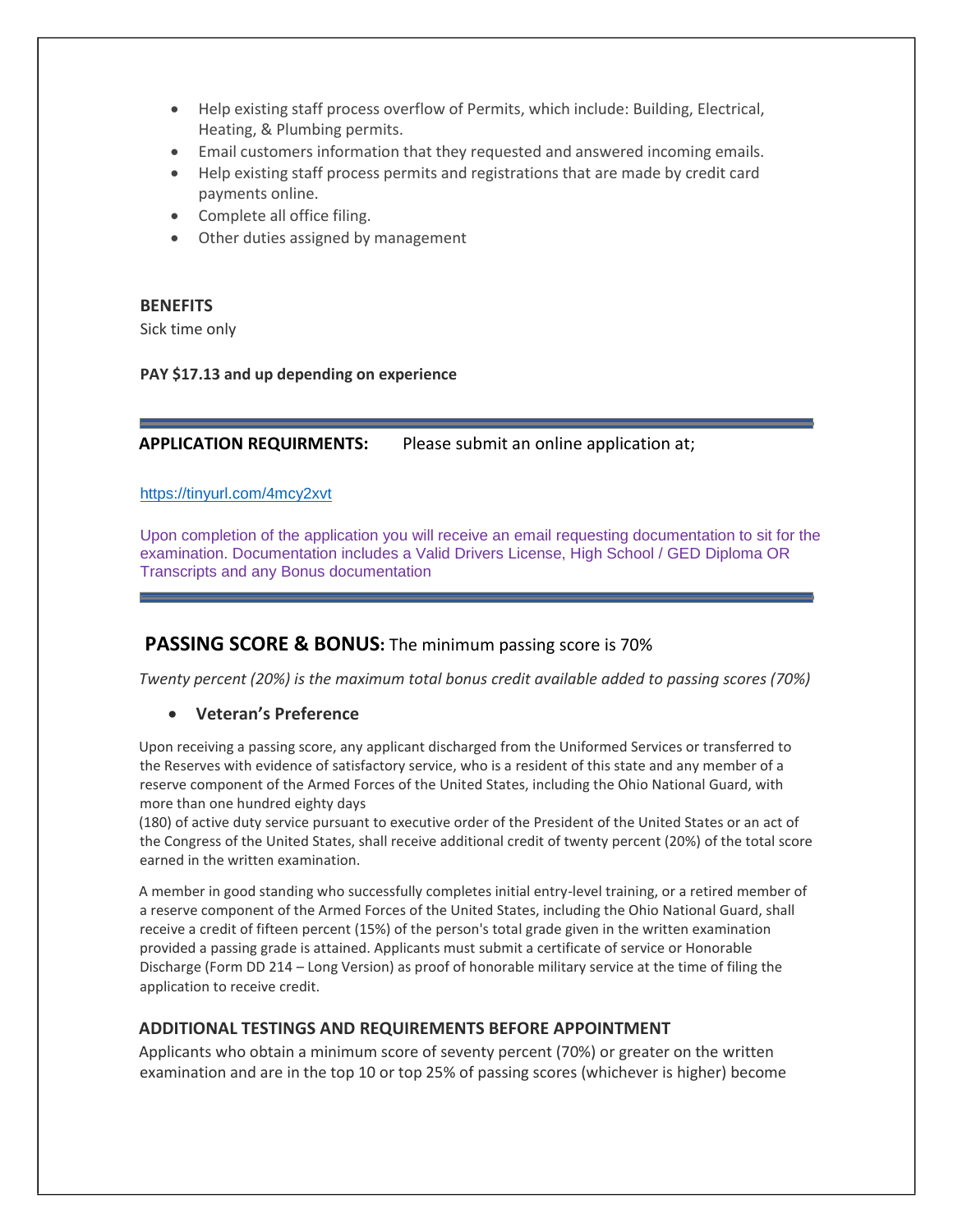- Help existing staff process overflow of Permits, which include: Building, Electrical, Heating, & Plumbing permits.
- Email customers information that they requested and answered incoming emails.
- Help existing staff process permits and registrations that are made by credit card payments online.
- Complete all office filing.
- Other duties assigned by management

**BENEFITS**

Sick time only

**PAY $17.13 and up depending on experience**

---

**APPLICATION REQUIRMENTS:** Please submit an online application at;

https://tinyurl.com/4mcy2xvt

Upon completion of the application you will receive an email requesting documentation to sit for the examination. Documentation includes a Valid Drivers License, High School / GED Diploma OR Transcripts and any Bonus documentation

---

## PASSING SCORE & BONUS: The minimum passing score is 70%

*Twenty percent (20%) is the maximum total bonus credit available added to passing scores (70%)*

- **Veteran's Preference**

Upon receiving a passing score, any applicant discharged from the Uniformed Services or transferred to the Reserves with evidence of satisfactory service, who is a resident of this state and any member of a reserve component of the Armed Forces of the United States, including the Ohio National Guard, with more than one hundred eighty days (180) of active duty service pursuant to executive order of the President of the United States or an act of the Congress of the United States, shall receive additional credit of twenty percent (20%) of the total score earned in the written examination.

A member in good standing who successfully completes initial entry-level training, or a retired member of a reserve component of the Armed Forces of the United States, including the Ohio National Guard, shall receive a credit of fifteen percent (15%) of the person's total grade given in the written examination provided a passing grade is attained. Applicants must submit a certificate of service or Honorable Discharge (Form DD 214 – Long Version) as proof of honorable military service at the time of filing the application to receive credit.

### ADDITIONAL TESTINGS AND REQUIREMENTS BEFORE APPOINTMENT

Applicants who obtain a minimum score of seventy percent (70%) or greater on the written examination and are in the top 10 or top 25% of passing scores (whichever is higher) become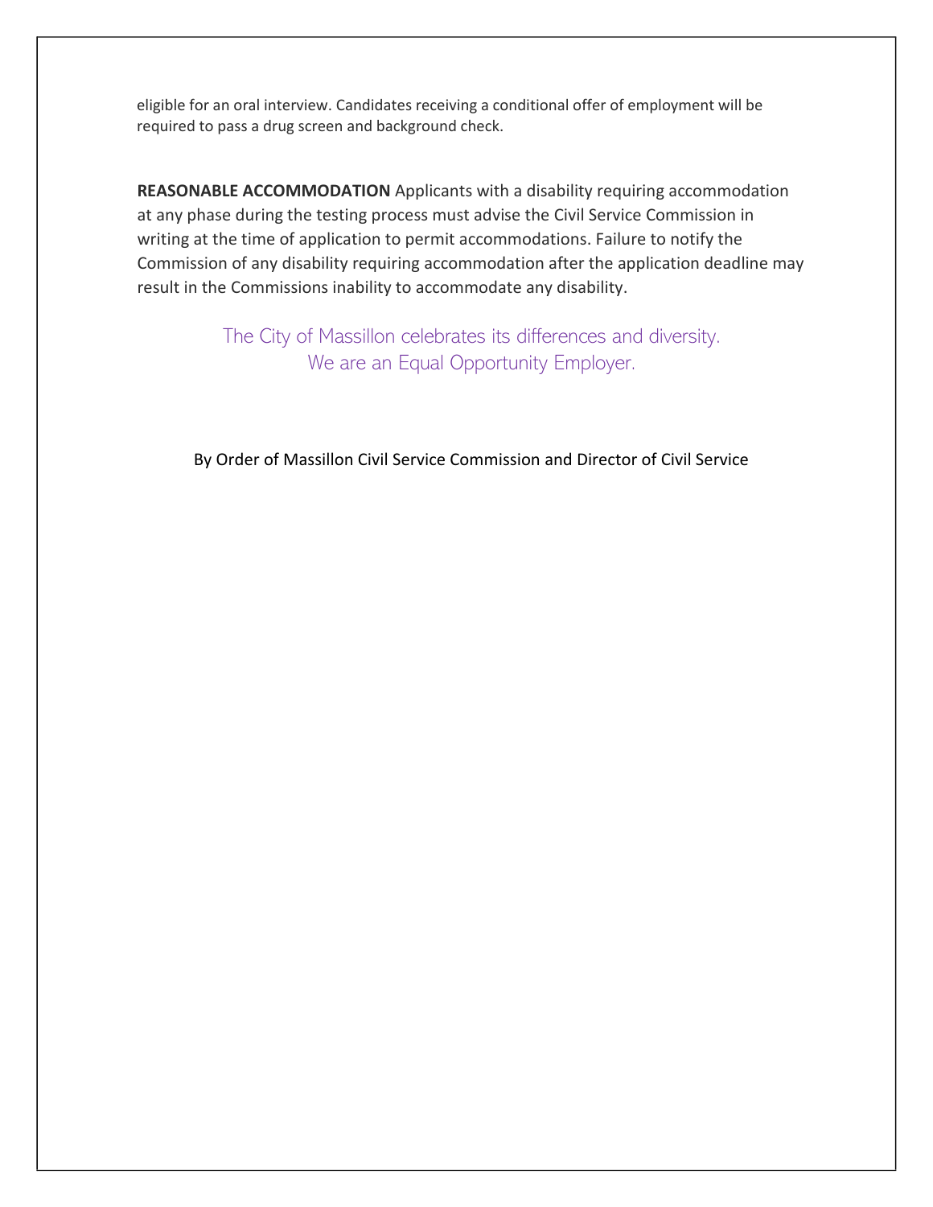eligible for an oral interview. Candidates receiving a conditional offer of employment will be required to pass a drug screen and background check.

**REASONABLE ACCOMMODATION** Applicants with a disability requiring accommodation at any phase during the testing process must advise the Civil Service Commission in writing at the time of application to permit accommodations. Failure to notify the Commission of any disability requiring accommodation after the application deadline may result in the Commissions inability to accommodate any disability.

The City of Massillon celebrates its differences and diversity.
We are an Equal Opportunity Employer.

By Order of Massillon Civil Service Commission and Director of Civil Service